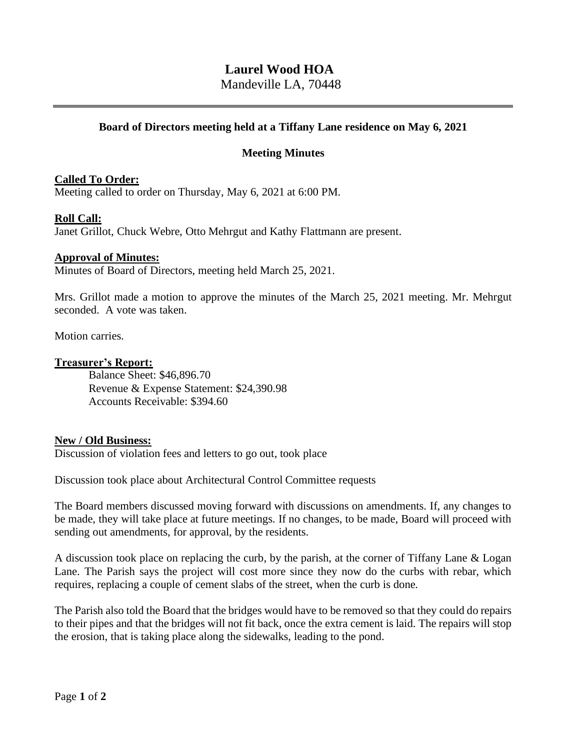# Laurel Wood HOA

Mandeville LA, 70448

---

**Board of Directors meeting held at a Tiffany Lane residence on May 6, 2021**

**Meeting Minutes**

**Called To Order:**

Meeting called to order on Thursday, May 6, 2021 at 6:00 PM.

**Roll Call:**

Janet Grillot, Chuck Webre, Otto Mehrgut and Kathy Flattmann are present.

**Approval of Minutes:**

Minutes of Board of Directors, meeting held March 25, 2021.

Mrs. Grillot made a motion to approve the minutes of the March 25, 2021 meeting. Mr. Mehrgut seconded. A vote was taken.

Motion carries.

**Treasurer's Report:**

Balance Sheet: $46,896.70
Revenue & Expense Statement: $24,390.98
Accounts Receivable: $394.60

**New / Old Business:**

Discussion of violation fees and letters to go out, took place

Discussion took place about Architectural Control Committee requests

The Board members discussed moving forward with discussions on amendments. If, any changes to be made, they will take place at future meetings. If no changes, to be made, Board will proceed with sending out amendments, for approval, by the residents.

A discussion took place on replacing the curb, by the parish, at the corner of Tiffany Lane & Logan Lane. The Parish says the project will cost more since they now do the curbs with rebar, which requires, replacing a couple of cement slabs of the street, when the curb is done.

The Parish also told the Board that the bridges would have to be removed so that they could do repairs to their pipes and that the bridges will not fit back, once the extra cement is laid. The repairs will stop the erosion, that is taking place along the sidewalks, leading to the pond.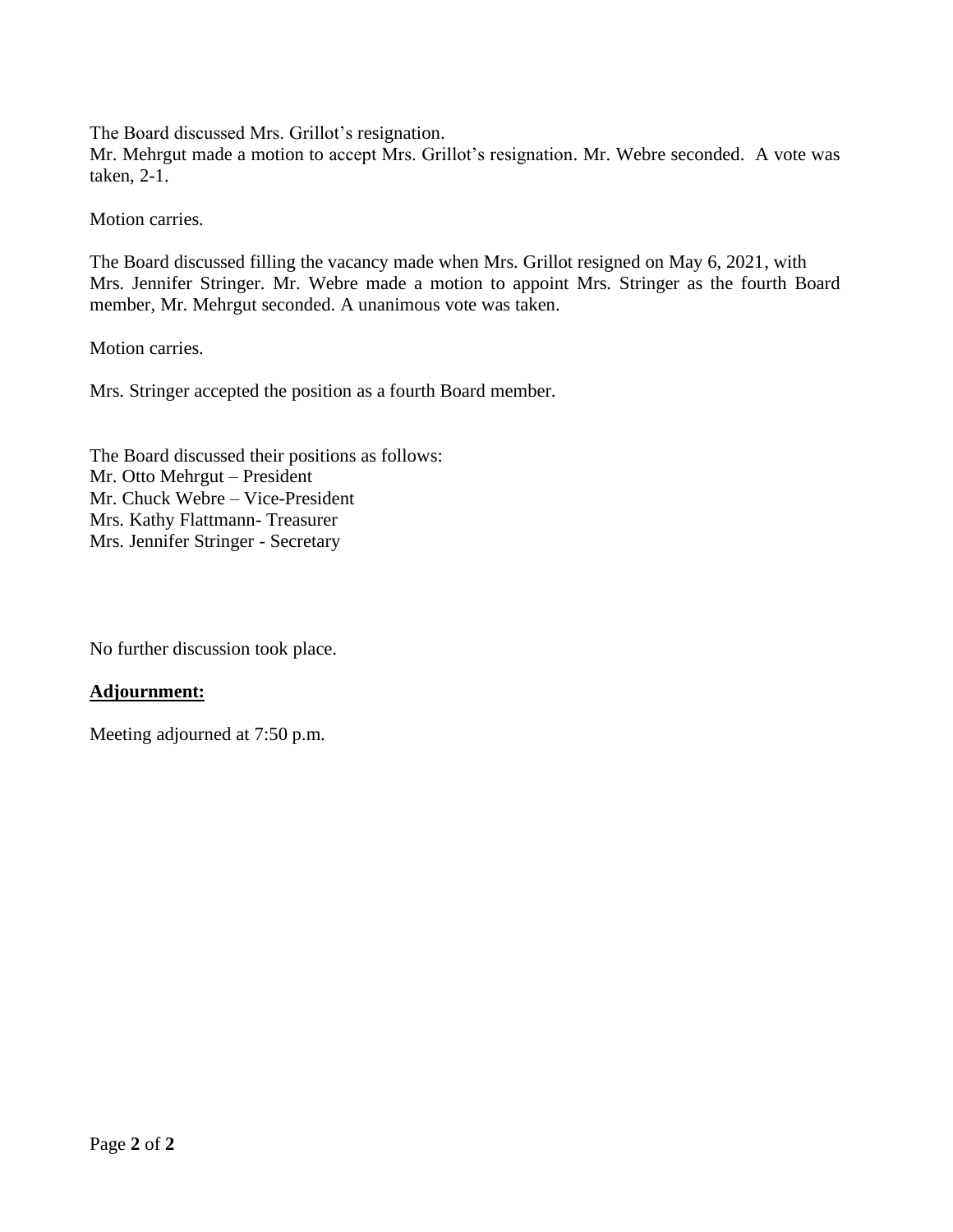The Board discussed Mrs. Grillot's resignation.
Mr. Mehrgut made a motion to accept Mrs. Grillot's resignation. Mr. Webre seconded. A vote was taken, 2-1.

Motion carries.

The Board discussed filling the vacancy made when Mrs. Grillot resigned on May 6, 2021, with Mrs. Jennifer Stringer. Mr. Webre made a motion to appoint Mrs. Stringer as the fourth Board member, Mr. Mehrgut seconded. A unanimous vote was taken.

Motion carries.

Mrs. Stringer accepted the position as a fourth Board member.

The Board discussed their positions as follows:
Mr. Otto Mehrgut – President
Mr. Chuck Webre – Vice-President
Mrs. Kathy Flattmann- Treasurer
Mrs. Jennifer Stringer - Secretary

No further discussion took place.

**Adjournment:**

Meeting adjourned at 7:50 p.m.